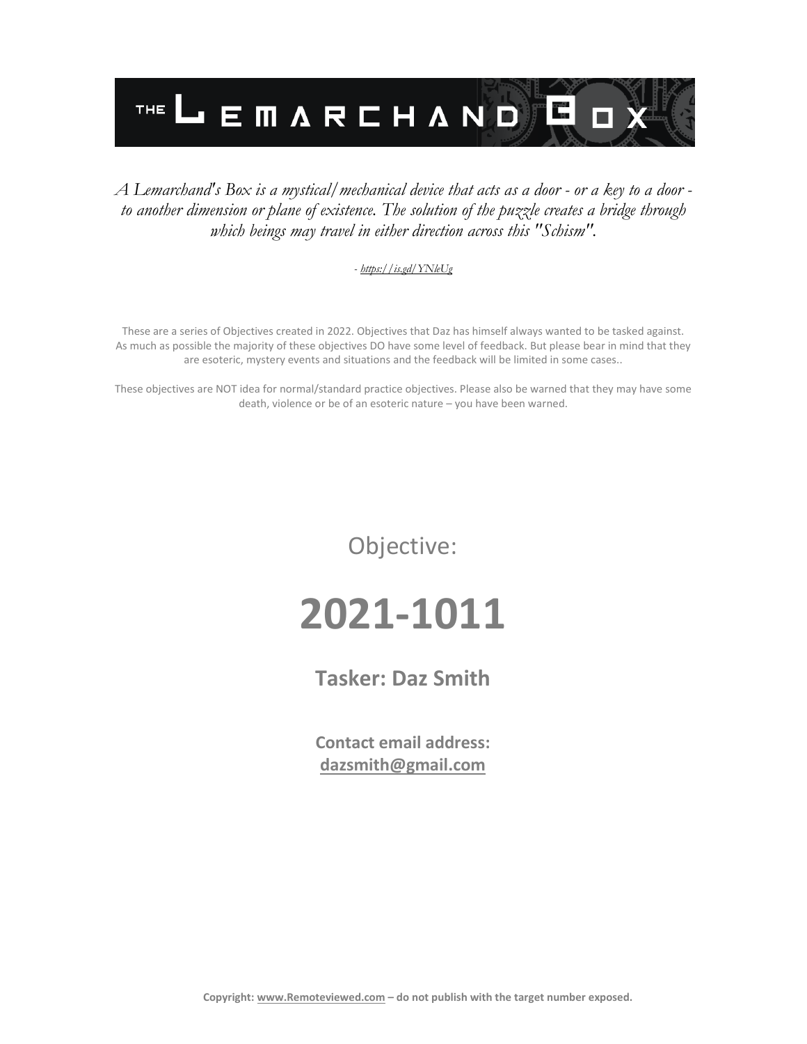# THE LEMARCHAND BOX

*A Lemarchand's Box is a mystical/mechanical device that acts as a door - or a key to a door - to another dimension or plane of existence. The solution of the puzzle creates a bridge through which beings may travel in either direction across this "Schism".*

*- https://is.gd/YNleUg*

These are a series of Objectives created in 2022. Objectives that Daz has himself always wanted to be tasked against. As much as possible the majority of these objectives DO have some level of feedback. But please bear in mind that they are esoteric, mystery events and situations and the feedback will be limited in some cases..

These objectives are NOT idea for normal/standard practice objectives. Please also be warned that they may have some death, violence or be of an esoteric nature – you have been warned.

Objective:

# 2021-1011

## Tasker: Daz Smith

**Contact email address:**
**dazsmith@gmail.com**

**Copyright: www.Remoteviewed.com – do not publish with the target number exposed.**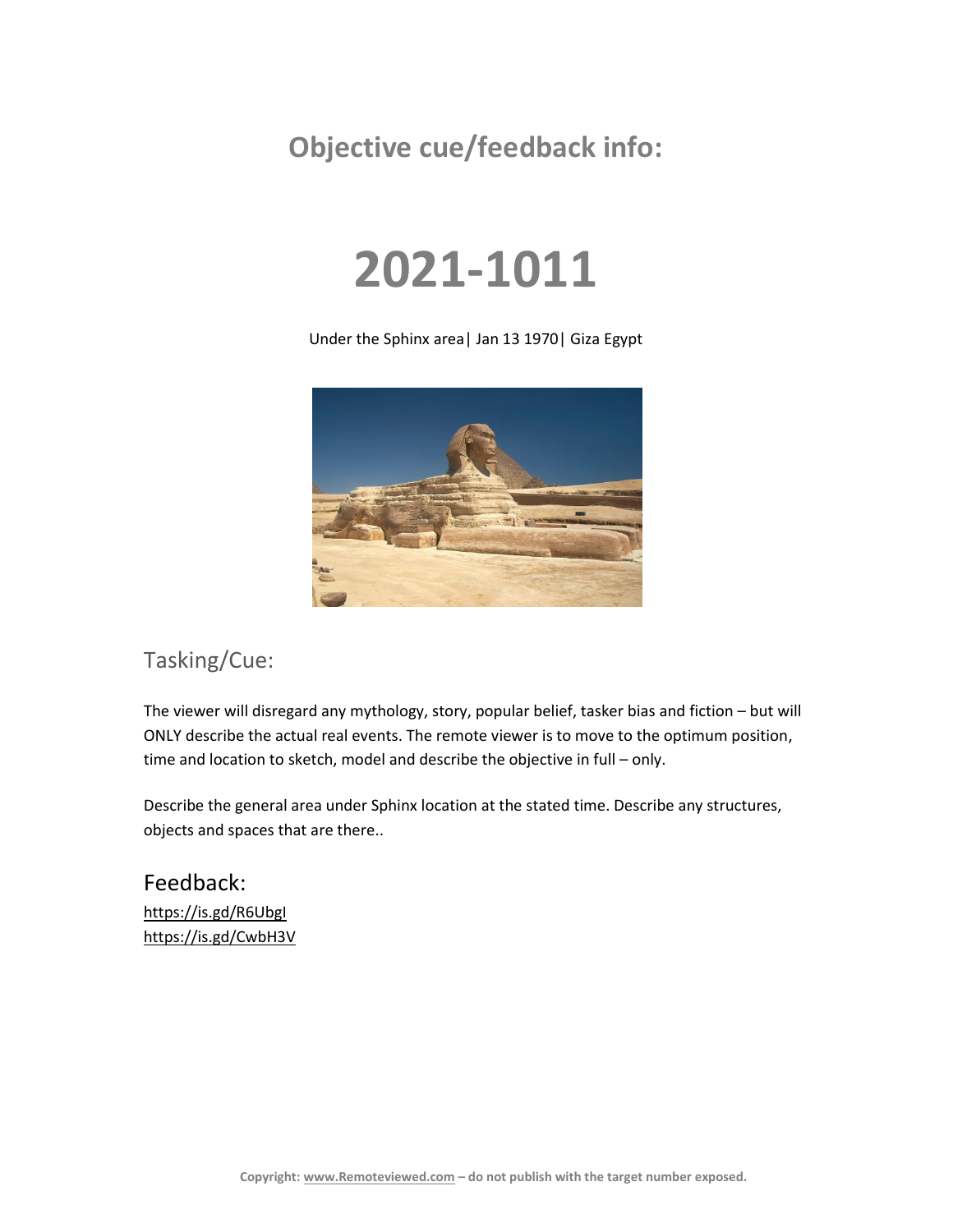# Objective cue/feedback info:

# 2021-1011

Under the Sphinx area| Jan 13 1970| Giza Egypt

## Tasking/Cue:

The viewer will disregard any mythology, story, popular belief, tasker bias and fiction – but will ONLY describe the actual real events. The remote viewer is to move to the optimum position, time and location to sketch, model and describe the objective in full – only.

Describe the general area under Sphinx location at the stated time. Describe any structures, objects and spaces that are there..

## Feedback:

https://is.gd/R6UbgI
https://is.gd/CwbH3V

Copyright: www.Remoteviewed.com – do not publish with the target number exposed.